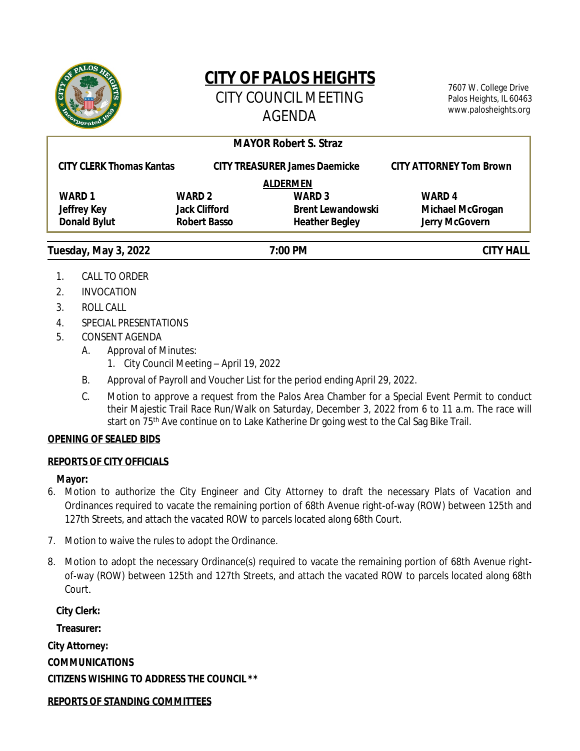# CITY OF PALOS HEIGHTS

## CITY COUNCIL MEETING AGENDA

7607 W. College Drive
Palos Heights, IL 60463
www.palosheights.org

**MAYOR Robert S. Straz**

**CITY CLERK Thomas Kantas** | **CITY TREASURER James Daemicke** | **CITY ATTORNEY Tom Brown**

**ALDERMEN**

| WARD 1 | WARD 2 | WARD 3 | WARD 4 |
|---|---|---|---|
| **Jeffrey Key** | **Jack Clifford** | **Brent Lewandowski** | **Michael McGrogan** |
| **Donald Bylut** | **Robert Basso** | **Heather Begley** | **Jerry McGovern** |

**Tuesday, May 3, 2022** | **7:00 PM** | **CITY HALL**

1. CALL TO ORDER
2. INVOCATION
3. ROLL CALL
4. SPECIAL PRESENTATIONS
5. CONSENT AGENDA
   - A. Approval of Minutes:
     1. City Council Meeting – April 19, 2022
   - B. Approval of Payroll and Voucher List for the period ending April 29, 2022.
   - C. Motion to approve a request from the Palos Area Chamber for a Special Event Permit to conduct their Majestic Trail Race Run/Walk on Saturday, December 3, 2022 from 6 to 11 a.m. The race will start on 75th Ave continue on to Lake Katherine Dr going west to the Cal Sag Bike Trail.

**OPENING OF SEALED BIDS**

**REPORTS OF CITY OFFICIALS**

**Mayor:**

6. Motion to authorize the City Engineer and City Attorney to draft the necessary Plats of Vacation and Ordinances required to vacate the remaining portion of 68th Avenue right-of-way (ROW) between 125th and 127th Streets, and attach the vacated ROW to parcels located along 68th Court.

7. Motion to waive the rules to adopt the Ordinance.

8. Motion to adopt the necessary Ordinance(s) required to vacate the remaining portion of 68th Avenue right-of-way (ROW) between 125th and 127th Streets, and attach the vacated ROW to parcels located along 68th Court.

**City Clerk:**

**Treasurer:**

**City Attorney:**

**COMMUNICATIONS**

**CITIZENS WISHING TO ADDRESS THE COUNCIL \*\***

**REPORTS OF STANDING COMMITTEES**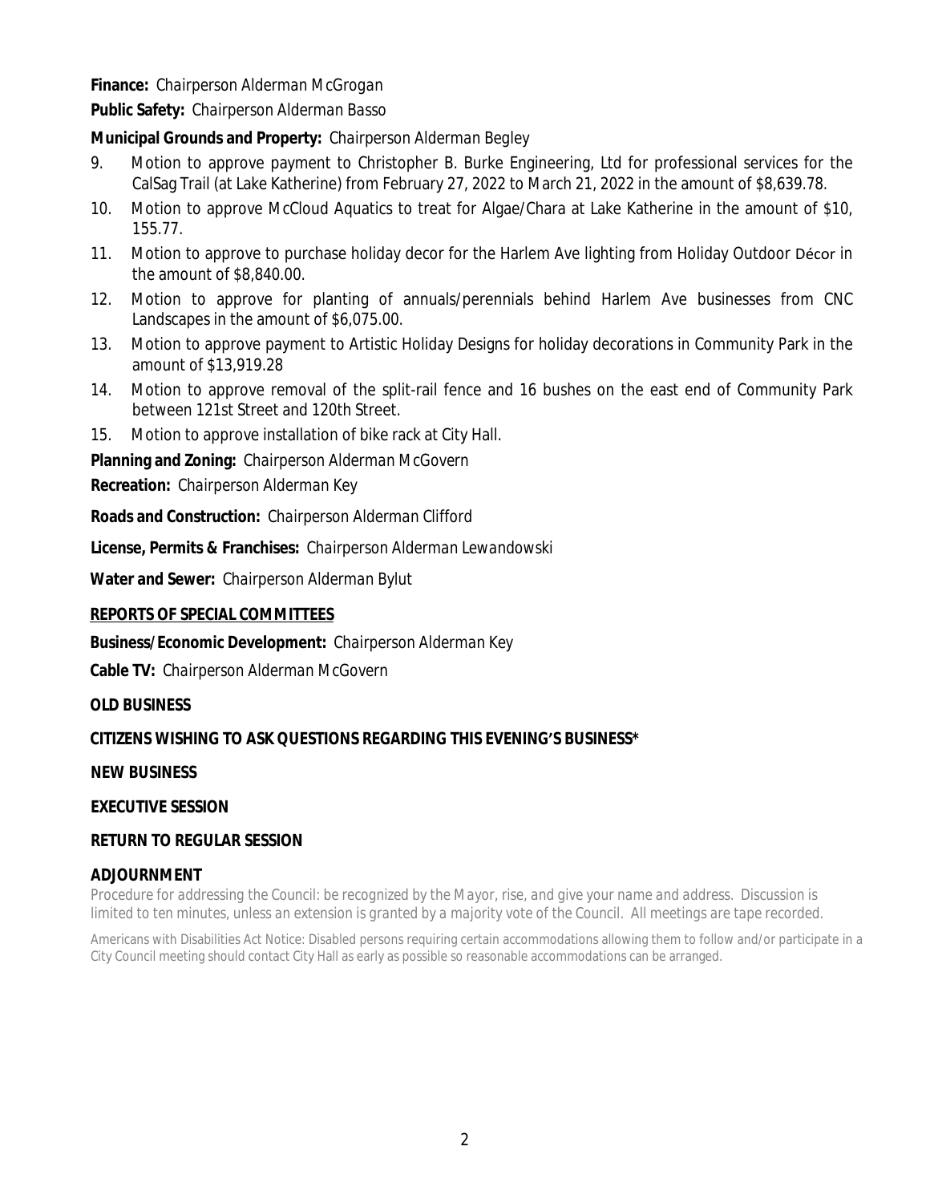**Finance:** *Chairperson Alderman McGrogan*

**Public Safety:** *Chairperson Alderman Basso*

**Municipal Grounds and Property:** *Chairperson Alderman Begley*

9. Motion to approve payment to Christopher B. Burke Engineering, Ltd for professional services for the CalSag Trail (at Lake Katherine) from February 27, 2022 to March 21, 2022 in the amount of $8,639.78.
10. Motion to approve McCloud Aquatics to treat for Algae/Chara at Lake Katherine in the amount of $10, 155.77.
11. Motion to approve to purchase holiday decor for the Harlem Ave lighting from Holiday Outdoor Décor in the amount of $8,840.00.
12. Motion to approve for planting of annuals/perennials behind Harlem Ave businesses from CNC Landscapes in the amount of $6,075.00.
13. Motion to approve payment to Artistic Holiday Designs for holiday decorations in Community Park in the amount of $13,919.28
14. Motion to approve removal of the split-rail fence and 16 bushes on the east end of Community Park between 121st Street and 120th Street.
15. Motion to approve installation of bike rack at City Hall.

**Planning and Zoning:** *Chairperson Alderman McGovern*

**Recreation:** *Chairperson Alderman Key*

**Roads and Construction:** *Chairperson Alderman Clifford*

**License, Permits & Franchises:** *Chairperson Alderman Lewandowski*

**Water and Sewer:** *Chairperson Alderman Bylut*

**REPORTS OF SPECIAL COMMITTEES**

**Business/Economic Development:** *Chairperson Alderman Key*

**Cable TV:** *Chairperson Alderman McGovern*

**OLD BUSINESS**

**CITIZENS WISHING TO ASK QUESTIONS REGARDING THIS EVENING'S BUSINESS***

**NEW BUSINESS**

**EXECUTIVE SESSION**

**RETURN TO REGULAR SESSION**

**ADJOURNMENT**

*Procedure for addressing the Council: be recognized by the Mayor, rise, and give your name and address. Discussion is limited to ten minutes, unless an extension is granted by a majority vote of the Council. All meetings are tape recorded.*

Americans with Disabilities Act Notice: Disabled persons requiring certain accommodations allowing them to follow and/or participate in a City Council meeting should contact City Hall as early as possible so reasonable accommodations can be arranged.